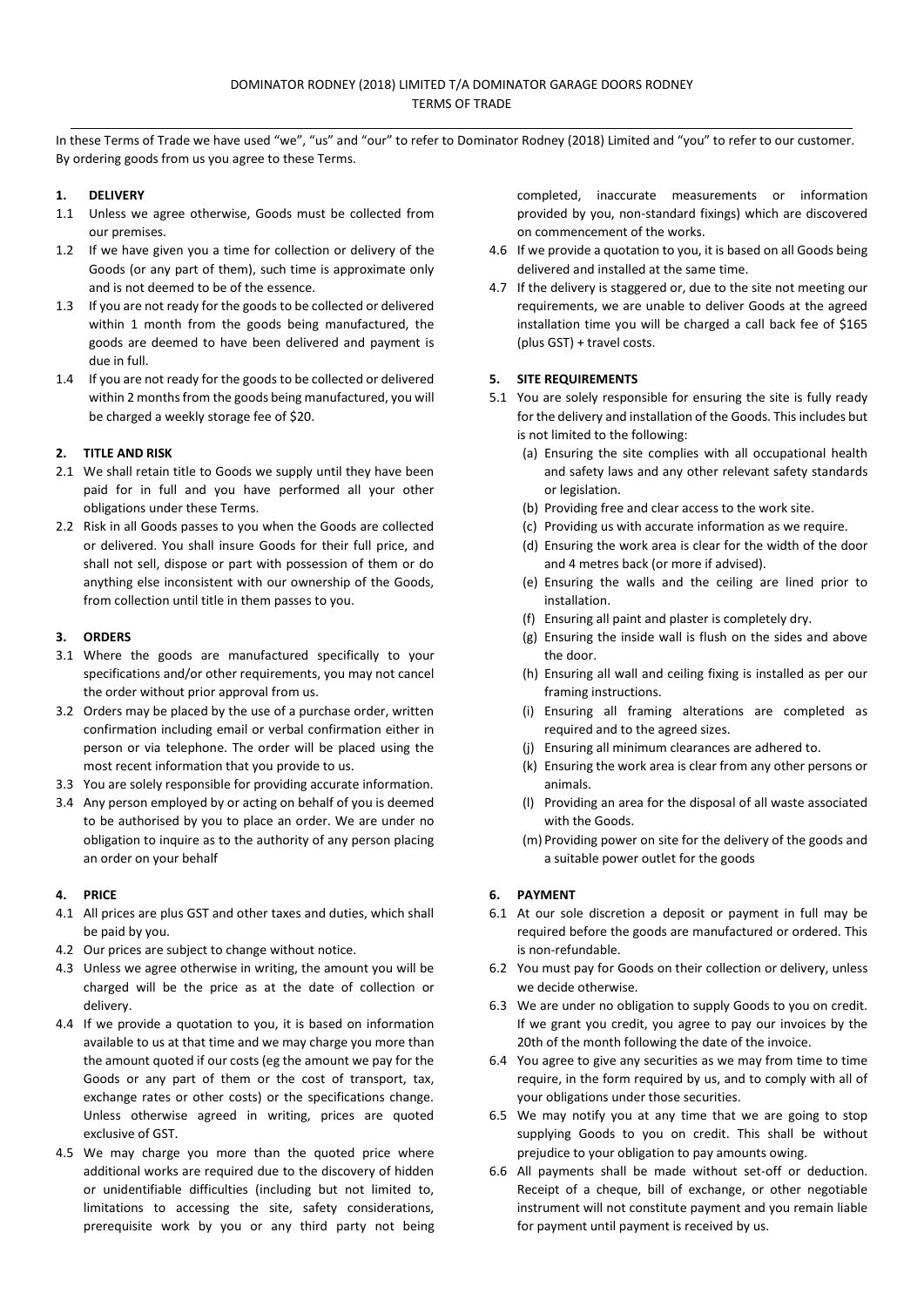DOMINATOR RODNEY (2018) LIMITED T/A DOMINATOR GARAGE DOORS RODNEY
TERMS OF TRADE

In these Terms of Trade we have used "we", "us" and "our" to refer to Dominator Rodney (2018) Limited and "you" to refer to our customer. By ordering goods from us you agree to these Terms.

## 1. DELIVERY

1.1 Unless we agree otherwise, Goods must be collected from our premises.

1.2 If we have given you a time for collection or delivery of the Goods (or any part of them), such time is approximate only and is not deemed to be of the essence.

1.3 If you are not ready for the goods to be collected or delivered within 1 month from the goods being manufactured, the goods are deemed to have been delivered and payment is due in full.

1.4 If you are not ready for the goods to be collected or delivered within 2 months from the goods being manufactured, you will be charged a weekly storage fee of $20.

## 2. TITLE AND RISK

2.1 We shall retain title to Goods we supply until they have been paid for in full and you have performed all your other obligations under these Terms.

2.2 Risk in all Goods passes to you when the Goods are collected or delivered. You shall insure Goods for their full price, and shall not sell, dispose or part with possession of them or do anything else inconsistent with our ownership of the Goods, from collection until title in them passes to you.

## 3. ORDERS

3.1 Where the goods are manufactured specifically to your specifications and/or other requirements, you may not cancel the order without prior approval from us.

3.2 Orders may be placed by the use of a purchase order, written confirmation including email or verbal confirmation either in person or via telephone. The order will be placed using the most recent information that you provide to us.

3.3 You are solely responsible for providing accurate information.

3.4 Any person employed by or acting on behalf of you is deemed to be authorised by you to place an order. We are under no obligation to inquire as to the authority of any person placing an order on your behalf

## 4. PRICE

4.1 All prices are plus GST and other taxes and duties, which shall be paid by you.

4.2 Our prices are subject to change without notice.

4.3 Unless we agree otherwise in writing, the amount you will be charged will be the price as at the date of collection or delivery.

4.4 If we provide a quotation to you, it is based on information available to us at that time and we may charge you more than the amount quoted if our costs (eg the amount we pay for the Goods or any part of them or the cost of transport, tax, exchange rates or other costs) or the specifications change. Unless otherwise agreed in writing, prices are quoted exclusive of GST.

4.5 We may charge you more than the quoted price where additional works are required due to the discovery of hidden or unidentifiable difficulties (including but not limited to, limitations to accessing the site, safety considerations, prerequisite work by you or any third party not being completed, inaccurate measurements or information provided by you, non-standard fixings) which are discovered on commencement of the works.

4.6 If we provide a quotation to you, it is based on all Goods being delivered and installed at the same time.

4.7 If the delivery is staggered or, due to the site not meeting our requirements, we are unable to deliver Goods at the agreed installation time you will be charged a call back fee of $165 (plus GST) + travel costs.

## 5. SITE REQUIREMENTS

5.1 You are solely responsible for ensuring the site is fully ready for the delivery and installation of the Goods. This includes but is not limited to the following:

(a) Ensuring the site complies with all occupational health and safety laws and any other relevant safety standards or legislation.

(b) Providing free and clear access to the work site.

(c) Providing us with accurate information as we require.

(d) Ensuring the work area is clear for the width of the door and 4 metres back (or more if advised).

(e) Ensuring the walls and the ceiling are lined prior to installation.

(f) Ensuring all paint and plaster is completely dry.

(g) Ensuring the inside wall is flush on the sides and above the door.

(h) Ensuring all wall and ceiling fixing is installed as per our framing instructions.

(i) Ensuring all framing alterations are completed as required and to the agreed sizes.

(j) Ensuring all minimum clearances are adhered to.

(k) Ensuring the work area is clear from any other persons or animals.

(l) Providing an area for the disposal of all waste associated with the Goods.

(m) Providing power on site for the delivery of the goods and a suitable power outlet for the goods

## 6. PAYMENT

6.1 At our sole discretion a deposit or payment in full may be required before the goods are manufactured or ordered. This is non-refundable.

6.2 You must pay for Goods on their collection or delivery, unless we decide otherwise.

6.3 We are under no obligation to supply Goods to you on credit. If we grant you credit, you agree to pay our invoices by the 20th of the month following the date of the invoice.

6.4 You agree to give any securities as we may from time to time require, in the form required by us, and to comply with all of your obligations under those securities.

6.5 We may notify you at any time that we are going to stop supplying Goods to you on credit. This shall be without prejudice to your obligation to pay amounts owing.

6.6 All payments shall be made without set-off or deduction. Receipt of a cheque, bill of exchange, or other negotiable instrument will not constitute payment and you remain liable for payment until payment is received by us.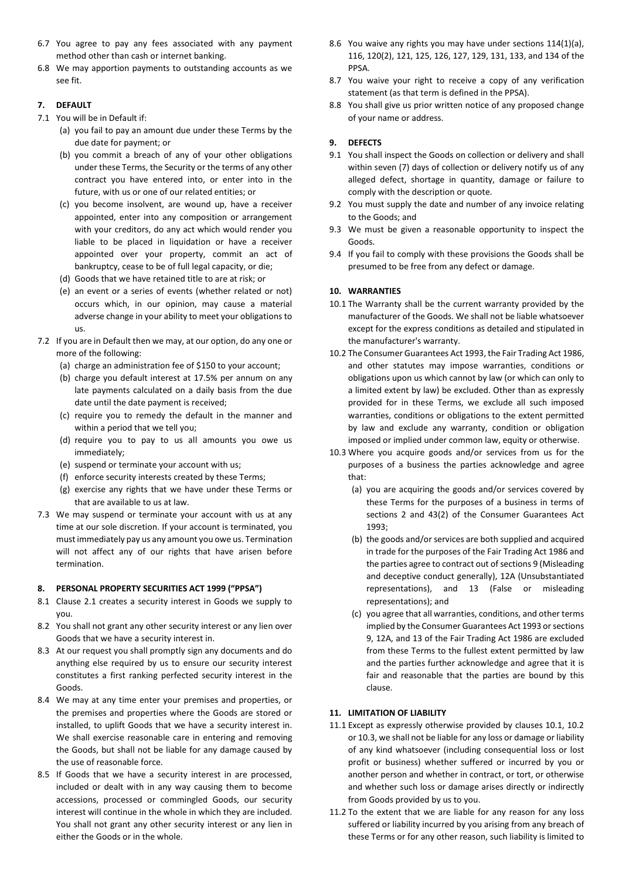6.7 You agree to pay any fees associated with any payment method other than cash or internet banking.

6.8 We may apportion payments to outstanding accounts as we see fit.

## 7. DEFAULT

7.1 You will be in Default if:

(a) you fail to pay an amount due under these Terms by the due date for payment; or

(b) you commit a breach of any of your other obligations under these Terms, the Security or the terms of any other contract you have entered into, or enter into in the future, with us or one of our related entities; or

(c) you become insolvent, are wound up, have a receiver appointed, enter into any composition or arrangement with your creditors, do any act which would render you liable to be placed in liquidation or have a receiver appointed over your property, commit an act of bankruptcy, cease to be of full legal capacity, or die;

(d) Goods that we have retained title to are at risk; or

(e) an event or a series of events (whether related or not) occurs which, in our opinion, may cause a material adverse change in your ability to meet your obligations to us.

7.2 If you are in Default then we may, at our option, do any one or more of the following:

(a) charge an administration fee of $150 to your account;

(b) charge you default interest at 17.5% per annum on any late payments calculated on a daily basis from the due date until the date payment is received;

(c) require you to remedy the default in the manner and within a period that we tell you;

(d) require you to pay to us all amounts you owe us immediately;

(e) suspend or terminate your account with us;

(f) enforce security interests created by these Terms;

(g) exercise any rights that we have under these Terms or that are available to us at law.

7.3 We may suspend or terminate your account with us at any time at our sole discretion. If your account is terminated, you must immediately pay us any amount you owe us. Termination will not affect any of our rights that have arisen before termination.

## 8. PERSONAL PROPERTY SECURITIES ACT 1999 ("PPSA")

8.1 Clause 2.1 creates a security interest in Goods we supply to you.

8.2 You shall not grant any other security interest or any lien over Goods that we have a security interest in.

8.3 At our request you shall promptly sign any documents and do anything else required by us to ensure our security interest constitutes a first ranking perfected security interest in the Goods.

8.4 We may at any time enter your premises and properties, or the premises and properties where the Goods are stored or installed, to uplift Goods that we have a security interest in. We shall exercise reasonable care in entering and removing the Goods, but shall not be liable for any damage caused by the use of reasonable force.

8.5 If Goods that we have a security interest in are processed, included or dealt with in any way causing them to become accessions, processed or commingled Goods, our security interest will continue in the whole in which they are included. You shall not grant any other security interest or any lien in either the Goods or in the whole.

8.6 You waive any rights you may have under sections 114(1)(a), 116, 120(2), 121, 125, 126, 127, 129, 131, 133, and 134 of the PPSA.

8.7 You waive your right to receive a copy of any verification statement (as that term is defined in the PPSA).

8.8 You shall give us prior written notice of any proposed change of your name or address.

## 9. DEFECTS

9.1 You shall inspect the Goods on collection or delivery and shall within seven (7) days of collection or delivery notify us of any alleged defect, shortage in quantity, damage or failure to comply with the description or quote.

9.2 You must supply the date and number of any invoice relating to the Goods; and

9.3 We must be given a reasonable opportunity to inspect the Goods.

9.4 If you fail to comply with these provisions the Goods shall be presumed to be free from any defect or damage.

## 10. WARRANTIES

10.1 The Warranty shall be the current warranty provided by the manufacturer of the Goods. We shall not be liable whatsoever except for the express conditions as detailed and stipulated in the manufacturer's warranty.

10.2 The Consumer Guarantees Act 1993, the Fair Trading Act 1986, and other statutes may impose warranties, conditions or obligations upon us which cannot by law (or which can only to a limited extent by law) be excluded. Other than as expressly provided for in these Terms, we exclude all such imposed warranties, conditions or obligations to the extent permitted by law and exclude any warranty, condition or obligation imposed or implied under common law, equity or otherwise.

10.3 Where you acquire goods and/or services from us for the purposes of a business the parties acknowledge and agree that:

(a) you are acquiring the goods and/or services covered by these Terms for the purposes of a business in terms of sections 2 and 43(2) of the Consumer Guarantees Act 1993;

(b) the goods and/or services are both supplied and acquired in trade for the purposes of the Fair Trading Act 1986 and the parties agree to contract out of sections 9 (Misleading and deceptive conduct generally), 12A (Unsubstantiated representations), and 13 (False or misleading representations); and

(c) you agree that all warranties, conditions, and other terms implied by the Consumer Guarantees Act 1993 or sections 9, 12A, and 13 of the Fair Trading Act 1986 are excluded from these Terms to the fullest extent permitted by law and the parties further acknowledge and agree that it is fair and reasonable that the parties are bound by this clause.

## 11. LIMITATION OF LIABILITY

11.1 Except as expressly otherwise provided by clauses 10.1, 10.2 or 10.3, we shall not be liable for any loss or damage or liability of any kind whatsoever (including consequential loss or lost profit or business) whether suffered or incurred by you or another person and whether in contract, or tort, or otherwise and whether such loss or damage arises directly or indirectly from Goods provided by us to you.

11.2 To the extent that we are liable for any reason for any loss suffered or liability incurred by you arising from any breach of these Terms or for any other reason, such liability is limited to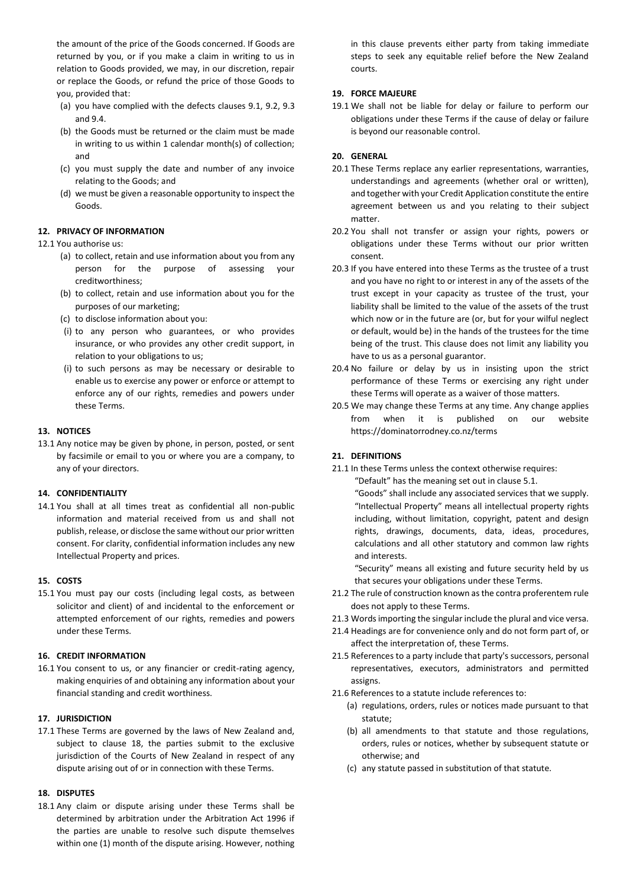the amount of the price of the Goods concerned. If Goods are returned by you, or if you make a claim in writing to us in relation to Goods provided, we may, in our discretion, repair or replace the Goods, or refund the price of those Goods to you, provided that:

(a) you have complied with the defects clauses 9.1, 9.2, 9.3 and 9.4.

(b) the Goods must be returned or the claim must be made in writing to us within 1 calendar month(s) of collection; and

(c) you must supply the date and number of any invoice relating to the Goods; and

(d) we must be given a reasonable opportunity to inspect the Goods.

## 12. PRIVACY OF INFORMATION

12.1 You authorise us:

(a) to collect, retain and use information about you from any person for the purpose of assessing your creditworthiness;

(b) to collect, retain and use information about you for the purposes of our marketing;

(c) to disclose information about you:

(i) to any person who guarantees, or who provides insurance, or who provides any other credit support, in relation to your obligations to us;

(i) to such persons as may be necessary or desirable to enable us to exercise any power or enforce or attempt to enforce any of our rights, remedies and powers under these Terms.

## 13. NOTICES

13.1 Any notice may be given by phone, in person, posted, or sent by facsimile or email to you or where you are a company, to any of your directors.

## 14. CONFIDENTIALITY

14.1 You shall at all times treat as confidential all non-public information and material received from us and shall not publish, release, or disclose the same without our prior written consent. For clarity, confidential information includes any new Intellectual Property and prices.

## 15. COSTS

15.1 You must pay our costs (including legal costs, as between solicitor and client) of and incidental to the enforcement or attempted enforcement of our rights, remedies and powers under these Terms.

## 16. CREDIT INFORMATION

16.1 You consent to us, or any financier or credit-rating agency, making enquiries of and obtaining any information about your financial standing and credit worthiness.

## 17. JURISDICTION

17.1 These Terms are governed by the laws of New Zealand and, subject to clause 18, the parties submit to the exclusive jurisdiction of the Courts of New Zealand in respect of any dispute arising out of or in connection with these Terms.

## 18. DISPUTES

18.1 Any claim or dispute arising under these Terms shall be determined by arbitration under the Arbitration Act 1996 if the parties are unable to resolve such dispute themselves within one (1) month of the dispute arising. However, nothing in this clause prevents either party from taking immediate steps to seek any equitable relief before the New Zealand courts.

## 19. FORCE MAJEURE

19.1 We shall not be liable for delay or failure to perform our obligations under these Terms if the cause of delay or failure is beyond our reasonable control.

## 20. GENERAL

20.1 These Terms replace any earlier representations, warranties, understandings and agreements (whether oral or written), and together with your Credit Application constitute the entire agreement between us and you relating to their subject matter.

20.2 You shall not transfer or assign your rights, powers or obligations under these Terms without our prior written consent.

20.3 If you have entered into these Terms as the trustee of a trust and you have no right to or interest in any of the assets of the trust except in your capacity as trustee of the trust, your liability shall be limited to the value of the assets of the trust which now or in the future are (or, but for your wilful neglect or default, would be) in the hands of the trustees for the time being of the trust. This clause does not limit any liability you have to us as a personal guarantor.

20.4 No failure or delay by us in insisting upon the strict performance of these Terms or exercising any right under these Terms will operate as a waiver of those matters.

20.5 We may change these Terms at any time. Any change applies from when it is published on our website https://dominatorrodney.co.nz/terms

## 21. DEFINITIONS

21.1 In these Terms unless the context otherwise requires:

"Default" has the meaning set out in clause 5.1.

"Goods" shall include any associated services that we supply.

"Intellectual Property" means all intellectual property rights including, without limitation, copyright, patent and design rights, drawings, documents, data, ideas, procedures, calculations and all other statutory and common law rights and interests.

"Security" means all existing and future security held by us that secures your obligations under these Terms.

21.2 The rule of construction known as the contra proferentem rule does not apply to these Terms.

21.3 Words importing the singular include the plural and vice versa.

21.4 Headings are for convenience only and do not form part of, or affect the interpretation of, these Terms.

21.5 References to a party include that party's successors, personal representatives, executors, administrators and permitted assigns.

21.6 References to a statute include references to:

(a) regulations, orders, rules or notices made pursuant to that statute;

(b) all amendments to that statute and those regulations, orders, rules or notices, whether by subsequent statute or otherwise; and

(c) any statute passed in substitution of that statute.